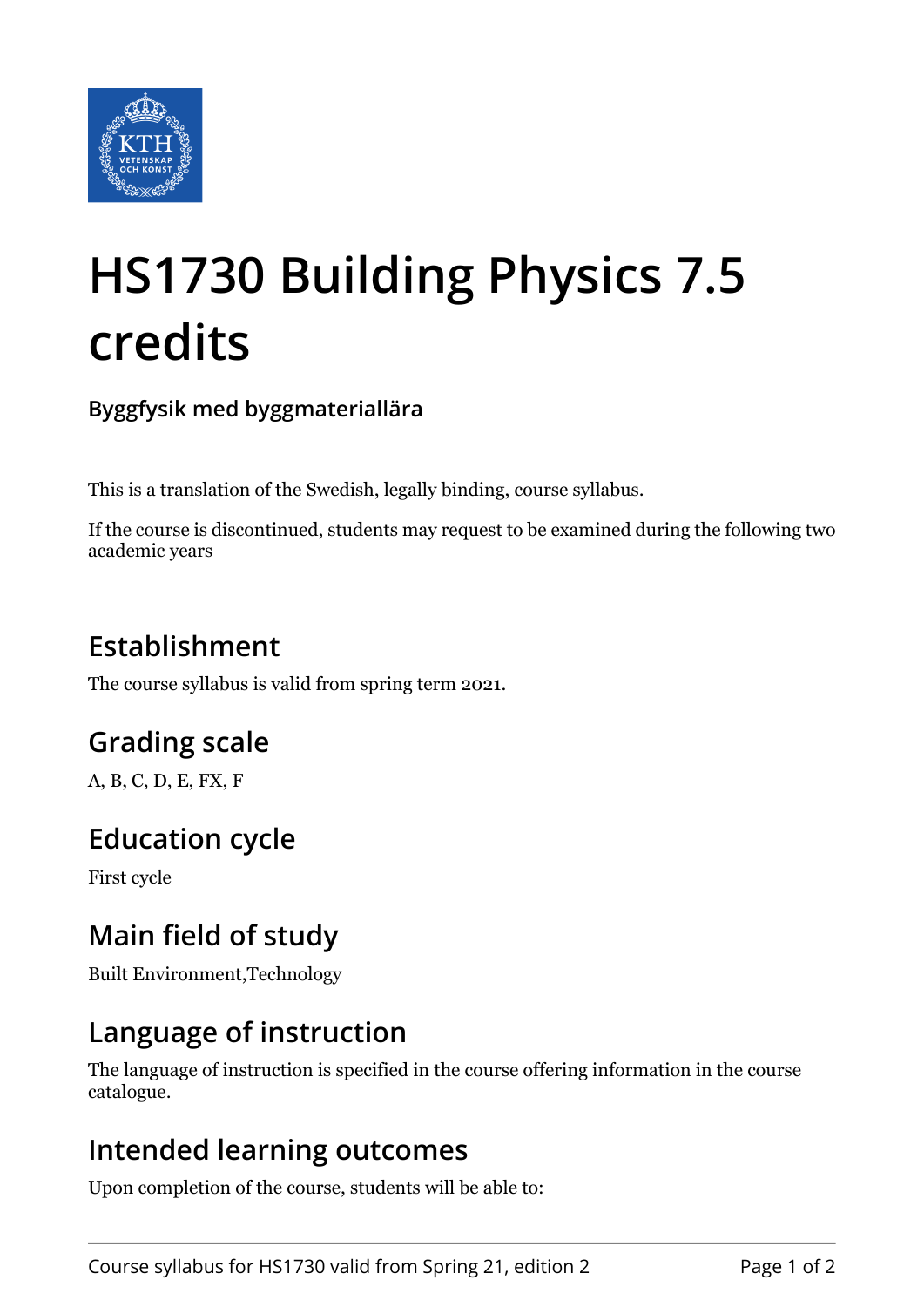# HS1730 Building Physics 7.5 credits

**Byggfysik med byggmateriallära**

This is a translation of the Swedish, legally binding, course syllabus.

If the course is discontinued, students may request to be examined during the following two academic years

## Establishment

The course syllabus is valid from spring term 2021.

## Grading scale

A, B, C, D, E, FX, F

## Education cycle

First cycle

## Main field of study

Built Environment,Technology

## Language of instruction

The language of instruction is specified in the course offering information in the course catalogue.

## Intended learning outcomes

Upon completion of the course, students will be able to: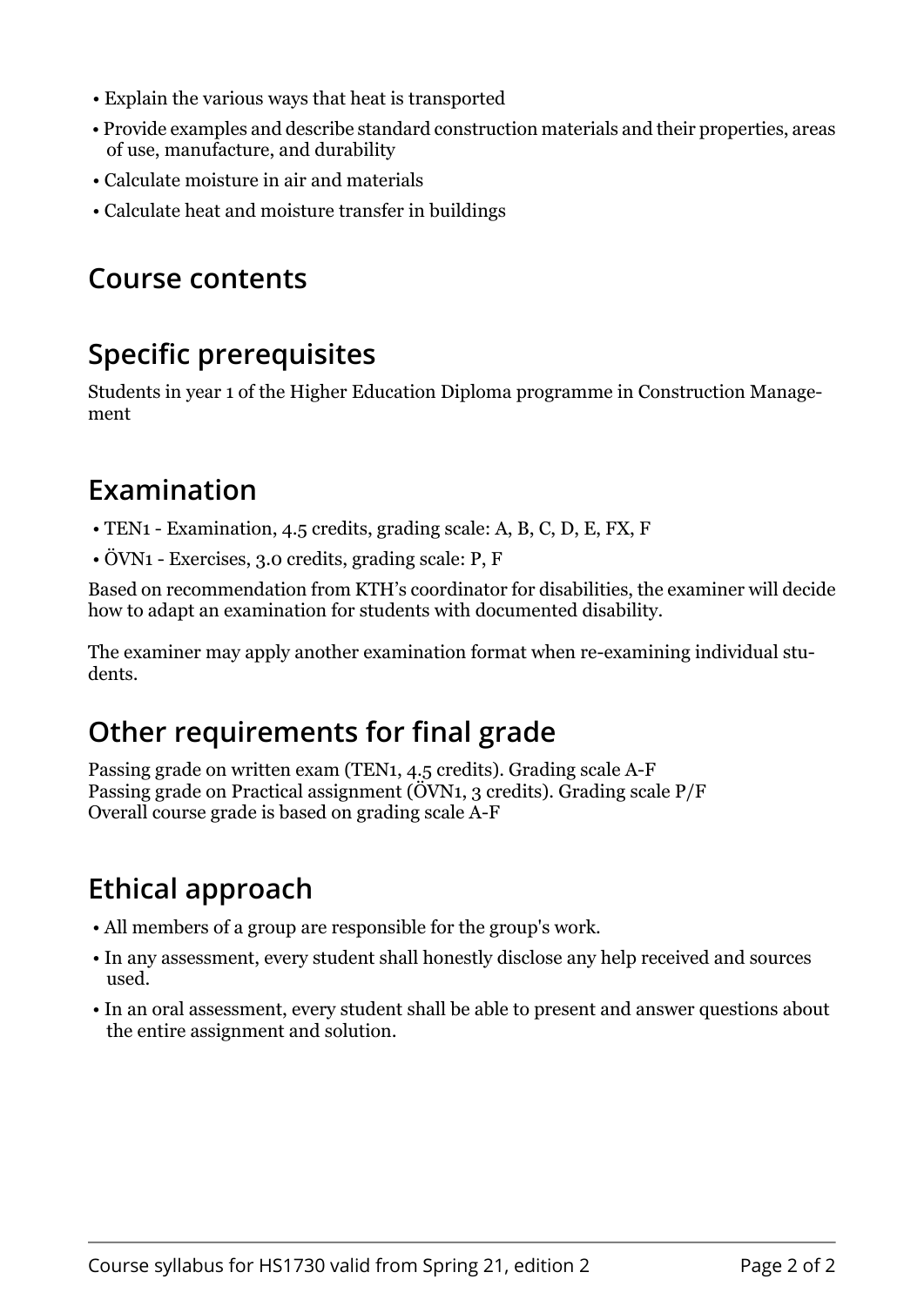- Explain the various ways that heat is transported
- Provide examples and describe standard construction materials and their properties, areas of use, manufacture, and durability
- Calculate moisture in air and materials
- Calculate heat and moisture transfer in buildings

## Course contents

## Specific prerequisites

Students in year 1 of the Higher Education Diploma programme in Construction Management

## Examination

- TEN1 - Examination, 4.5 credits, grading scale: A, B, C, D, E, FX, F
- ÖVN1 - Exercises, 3.0 credits, grading scale: P, F

Based on recommendation from KTH's coordinator for disabilities, the examiner will decide how to adapt an examination for students with documented disability.

The examiner may apply another examination format when re-examining individual students.

## Other requirements for final grade

Passing grade on written exam (TEN1, 4.5 credits). Grading scale A-F
Passing grade on Practical assignment (ÖVN1, 3 credits). Grading scale P/F
Overall course grade is based on grading scale A-F

## Ethical approach

- All members of a group are responsible for the group's work.
- In any assessment, every student shall honestly disclose any help received and sources used.
- In an oral assessment, every student shall be able to present and answer questions about the entire assignment and solution.